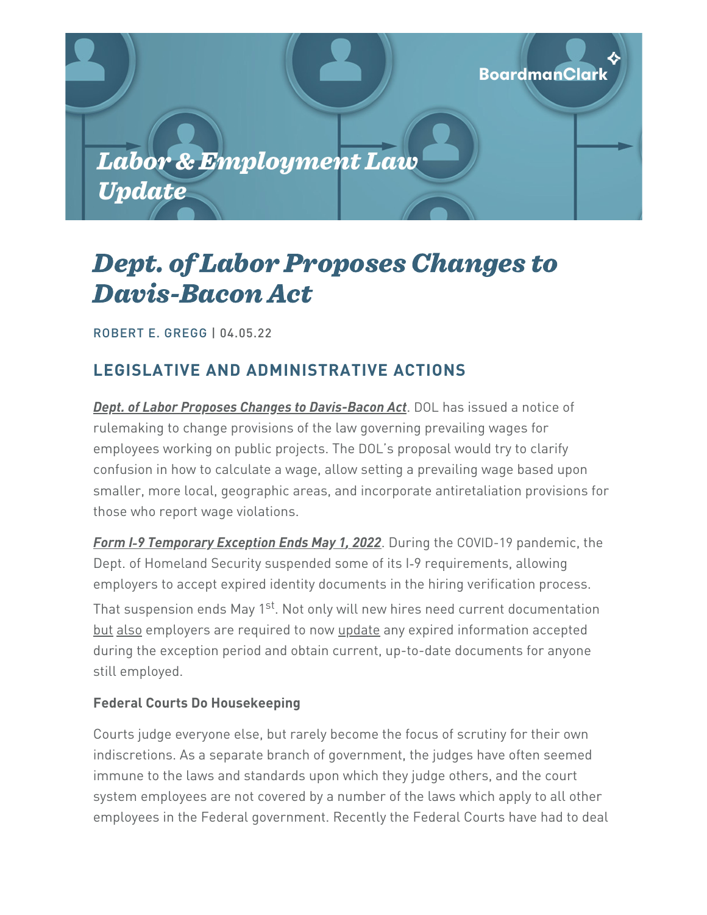Labor & Employment Law Update

# Dept. of Labor Proposes Changes to Davis-Bacon Act

ROBERT E. GREGG | 04.05.22

## LEGISLATIVE AND ADMINISTRATIVE ACTIONS

***Dept. of Labor Proposes Changes to Davis-Bacon Act***. DOL has issued a notice of rulemaking to change provisions of the law governing prevailing wages for employees working on public projects. The DOL's proposal would try to clarify confusion in how to calculate a wage, allow setting a prevailing wage based upon smaller, more local, geographic areas, and incorporate antiretaliation provisions for those who report wage violations.

***Form I-9 Temporary Exception Ends May 1, 2022***. During the COVID-19 pandemic, the Dept. of Homeland Security suspended some of its I-9 requirements, allowing employers to accept expired identity documents in the hiring verification process. That suspension ends May 1st. Not only will new hires need current documentation but also employers are required to now update any expired information accepted during the exception period and obtain current, up-to-date documents for anyone still employed.

**Federal Courts Do Housekeeping**

Courts judge everyone else, but rarely become the focus of scrutiny for their own indiscretions. As a separate branch of government, the judges have often seemed immune to the laws and standards upon which they judge others, and the court system employees are not covered by a number of the laws which apply to all other employees in the Federal government. Recently the Federal Courts have had to deal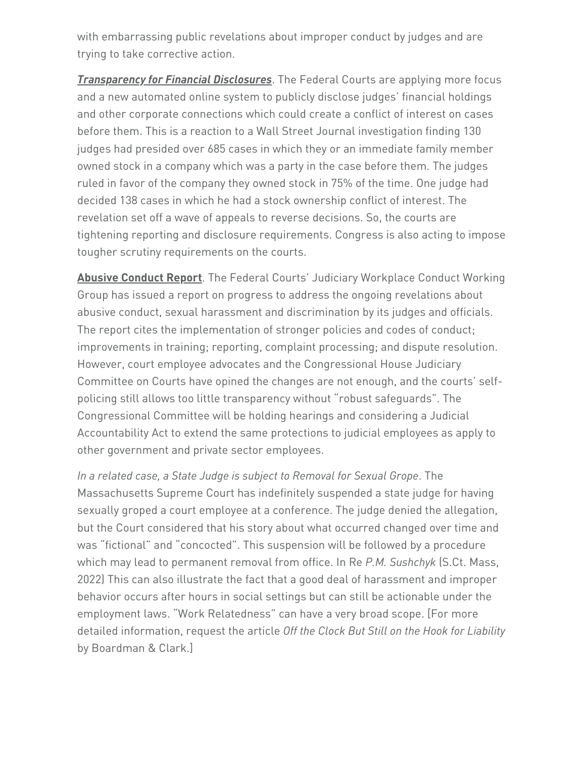with embarrassing public revelations about improper conduct by judges and are trying to take corrective action.

***Transparency for Financial Disclosures***. The Federal Courts are applying more focus and a new automated online system to publicly disclose judges' financial holdings and other corporate connections which could create a conflict of interest on cases before them. This is a reaction to a Wall Street Journal investigation finding 130 judges had presided over 685 cases in which they or an immediate family member owned stock in a company which was a party in the case before them. The judges ruled in favor of the company they owned stock in 75% of the time. One judge had decided 138 cases in which he had a stock ownership conflict of interest. The revelation set off a wave of appeals to reverse decisions. So, the courts are tightening reporting and disclosure requirements. Congress is also acting to impose tougher scrutiny requirements on the courts.

**Abusive Conduct Report**. The Federal Courts' Judiciary Workplace Conduct Working Group has issued a report on progress to address the ongoing revelations about abusive conduct, sexual harassment and discrimination by its judges and officials. The report cites the implementation of stronger policies and codes of conduct; improvements in training; reporting, complaint processing; and dispute resolution. However, court employee advocates and the Congressional House Judiciary Committee on Courts have opined the changes are not enough, and the courts' self-policing still allows too little transparency without "robust safeguards". The Congressional Committee will be holding hearings and considering a Judicial Accountability Act to extend the same protections to judicial employees as apply to other government and private sector employees.

*In a related case, a State Judge is subject to Removal for Sexual Grope*. The Massachusetts Supreme Court has indefinitely suspended a state judge for having sexually groped a court employee at a conference. The judge denied the allegation, but the Court considered that his story about what occurred changed over time and was "fictional" and "concocted". This suspension will be followed by a procedure which may lead to permanent removal from office. In Re *P.M. Sushchyk* (S.Ct. Mass, 2022) This can also illustrate the fact that a good deal of harassment and improper behavior occurs after hours in social settings but can still be actionable under the employment laws. "Work Relatedness" can have a very broad scope. [For more detailed information, request the article *Off the Clock But Still on the Hook for Liability* by Boardman & Clark.]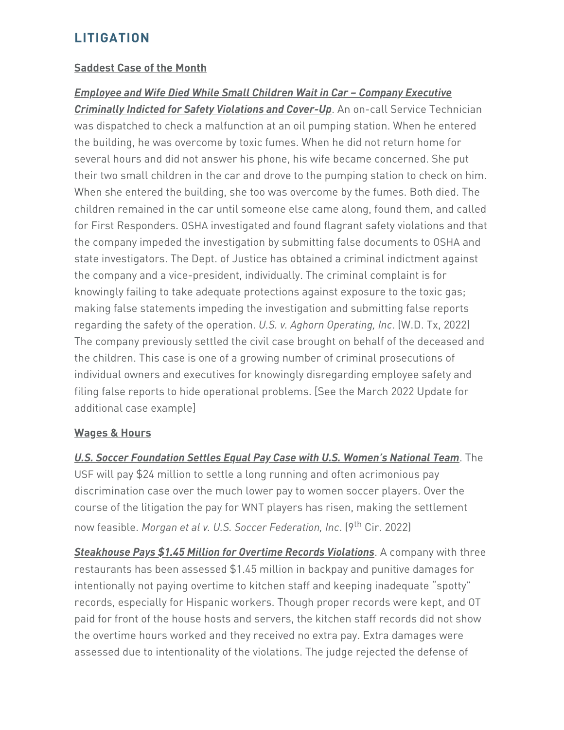## LITIGATION

**Saddest Case of the Month**

***Employee and Wife Died While Small Children Wait in Car – Company Executive Criminally Indicted for Safety Violations and Cover-Up***. An on-call Service Technician was dispatched to check a malfunction at an oil pumping station. When he entered the building, he was overcome by toxic fumes. When he did not return home for several hours and did not answer his phone, his wife became concerned. She put their two small children in the car and drove to the pumping station to check on him. When she entered the building, she too was overcome by the fumes. Both died. The children remained in the car until someone else came along, found them, and called for First Responders. OSHA investigated and found flagrant safety violations and that the company impeded the investigation by submitting false documents to OSHA and state investigators. The Dept. of Justice has obtained a criminal indictment against the company and a vice-president, individually. The criminal complaint is for knowingly failing to take adequate protections against exposure to the toxic gas; making false statements impeding the investigation and submitting false reports regarding the safety of the operation. *U.S. v. Aghorn Operating, Inc*. (W.D. Tx, 2022) The company previously settled the civil case brought on behalf of the deceased and the children. This case is one of a growing number of criminal prosecutions of individual owners and executives for knowingly disregarding employee safety and filing false reports to hide operational problems. [See the March 2022 Update for additional case example]

**Wages & Hours**

***U.S. Soccer Foundation Settles Equal Pay Case with U.S. Women's National Team***. The USF will pay $24 million to settle a long running and often acrimonious pay discrimination case over the much lower pay to women soccer players. Over the course of the litigation the pay for WNT players has risen, making the settlement now feasible. *Morgan et al v. U.S. Soccer Federation, Inc*. (9th Cir. 2022)

***Steakhouse Pays $1.45 Million for Overtime Records Violations***. A company with three restaurants has been assessed $1.45 million in backpay and punitive damages for intentionally not paying overtime to kitchen staff and keeping inadequate "spotty" records, especially for Hispanic workers. Though proper records were kept, and OT paid for front of the house hosts and servers, the kitchen staff records did not show the overtime hours worked and they received no extra pay. Extra damages were assessed due to intentionality of the violations. The judge rejected the defense of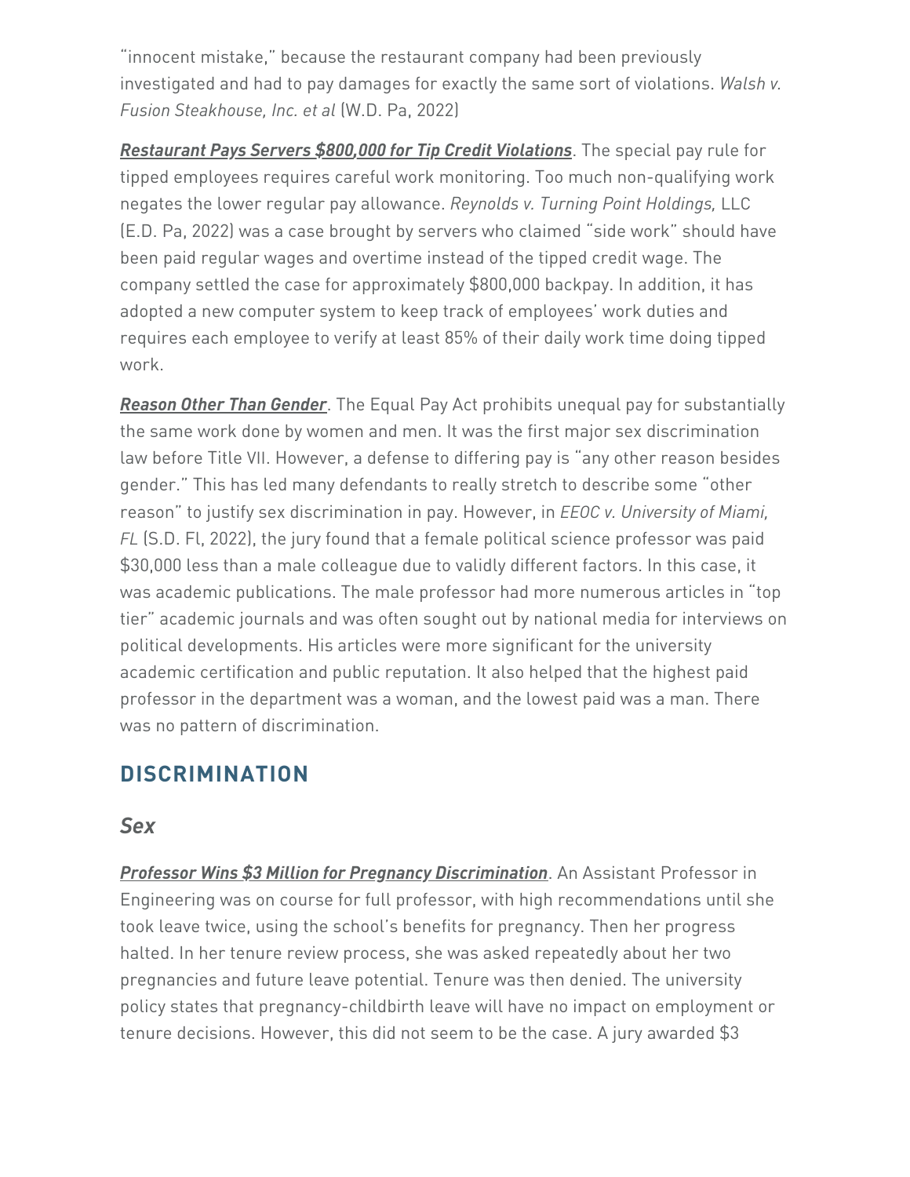"innocent mistake," because the restaurant company had been previously investigated and had to pay damages for exactly the same sort of violations. *Walsh v. Fusion Steakhouse, Inc. et al* (W.D. Pa, 2022)

***Restaurant Pays Servers $800,000 for Tip Credit Violations***. The special pay rule for tipped employees requires careful work monitoring. Too much non-qualifying work negates the lower regular pay allowance. *Reynolds v. Turning Point Holdings,* LLC (E.D. Pa, 2022) was a case brought by servers who claimed "side work" should have been paid regular wages and overtime instead of the tipped credit wage. The company settled the case for approximately $800,000 backpay. In addition, it has adopted a new computer system to keep track of employees' work duties and requires each employee to verify at least 85% of their daily work time doing tipped work.

***Reason Other Than Gender***. The Equal Pay Act prohibits unequal pay for substantially the same work done by women and men. It was the first major sex discrimination law before Title VII. However, a defense to differing pay is "any other reason besides gender." This has led many defendants to really stretch to describe some "other reason" to justify sex discrimination in pay. However, in *EEOC v. University of Miami, FL* (S.D. Fl, 2022), the jury found that a female political science professor was paid $30,000 less than a male colleague due to validly different factors. In this case, it was academic publications. The male professor had more numerous articles in "top tier" academic journals and was often sought out by national media for interviews on political developments. His articles were more significant for the university academic certification and public reputation. It also helped that the highest paid professor in the department was a woman, and the lowest paid was a man. There was no pattern of discrimination.

## DISCRIMINATION

### *Sex*

***Professor Wins $3 Million for Pregnancy Discrimination***. An Assistant Professor in Engineering was on course for full professor, with high recommendations until she took leave twice, using the school's benefits for pregnancy. Then her progress halted. In her tenure review process, she was asked repeatedly about her two pregnancies and future leave potential. Tenure was then denied. The university policy states that pregnancy-childbirth leave will have no impact on employment or tenure decisions. However, this did not seem to be the case. A jury awarded $3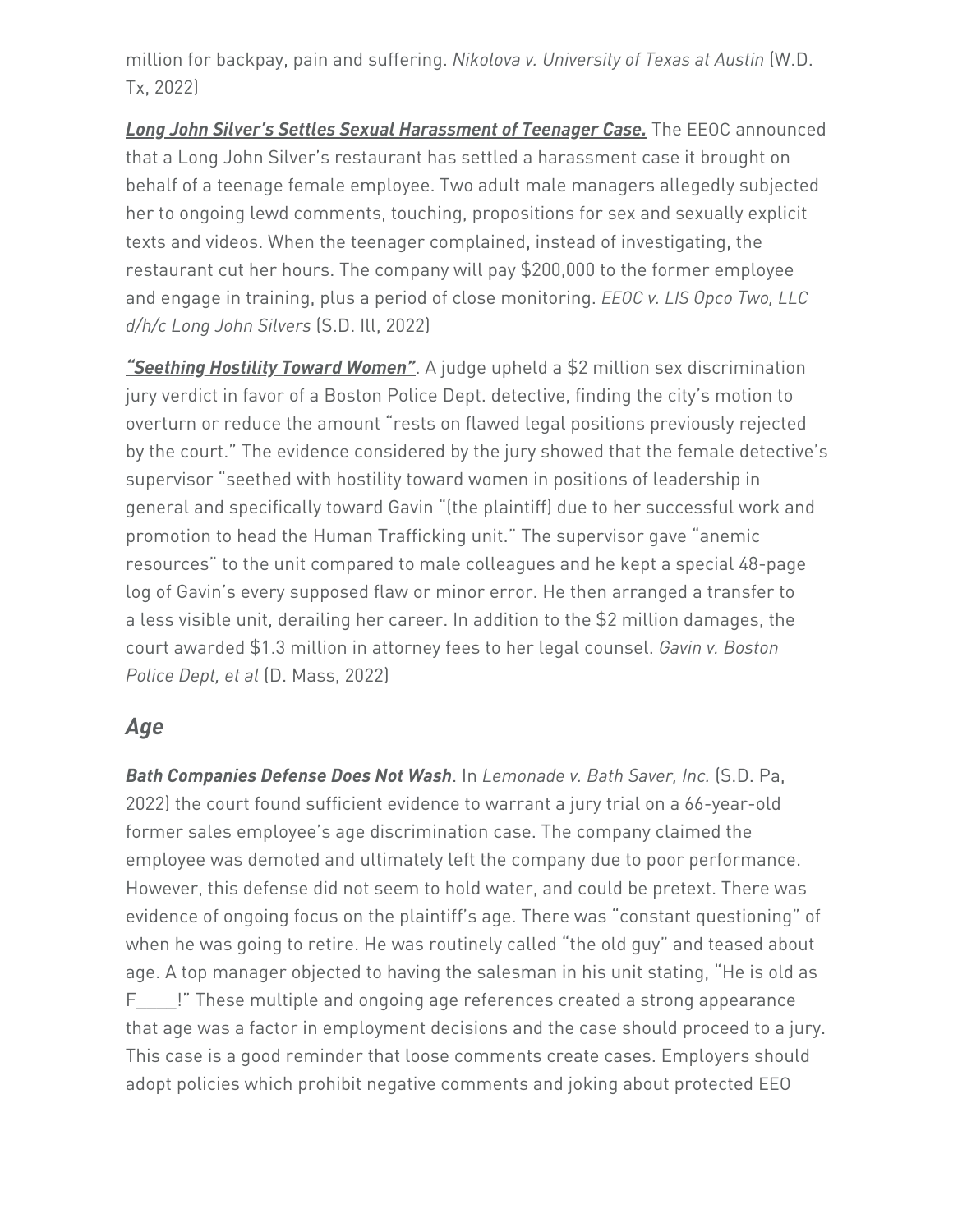million for backpay, pain and suffering. *Nikolova v. University of Texas at Austin* (W.D. Tx, 2022)

***Long John Silver's Settles Sexual Harassment of Teenager Case.*** The EEOC announced that a Long John Silver's restaurant has settled a harassment case it brought on behalf of a teenage female employee. Two adult male managers allegedly subjected her to ongoing lewd comments, touching, propositions for sex and sexually explicit texts and videos. When the teenager complained, instead of investigating, the restaurant cut her hours. The company will pay $200,000 to the former employee and engage in training, plus a period of close monitoring. *EEOC v. LIS Opco Two, LLC d/h/c Long John Silvers* (S.D. Ill, 2022)

***"Seething Hostility Toward Women"***. A judge upheld a $2 million sex discrimination jury verdict in favor of a Boston Police Dept. detective, finding the city's motion to overturn or reduce the amount "rests on flawed legal positions previously rejected by the court." The evidence considered by the jury showed that the female detective's supervisor "seethed with hostility toward women in positions of leadership in general and specifically toward Gavin "(the plaintiff) due to her successful work and promotion to head the Human Trafficking unit." The supervisor gave "anemic resources" to the unit compared to male colleagues and he kept a special 48-page log of Gavin's every supposed flaw or minor error. He then arranged a transfer to a less visible unit, derailing her career. In addition to the $2 million damages, the court awarded $1.3 million in attorney fees to her legal counsel. *Gavin v. Boston Police Dept, et al* (D. Mass, 2022)

## *Age*

***Bath Companies Defense Does Not Wash***. In *Lemonade v. Bath Saver, Inc.* (S.D. Pa, 2022) the court found sufficient evidence to warrant a jury trial on a 66-year-old former sales employee's age discrimination case. The company claimed the employee was demoted and ultimately left the company due to poor performance. However, this defense did not seem to hold water, and could be pretext. There was evidence of ongoing focus on the plaintiff's age. There was "constant questioning" of when he was going to retire. He was routinely called "the old guy" and teased about age. A top manager objected to having the salesman in his unit stating, "He is old as F____!" These multiple and ongoing age references created a strong appearance that age was a factor in employment decisions and the case should proceed to a jury. This case is a good reminder that loose comments create cases. Employers should adopt policies which prohibit negative comments and joking about protected EEO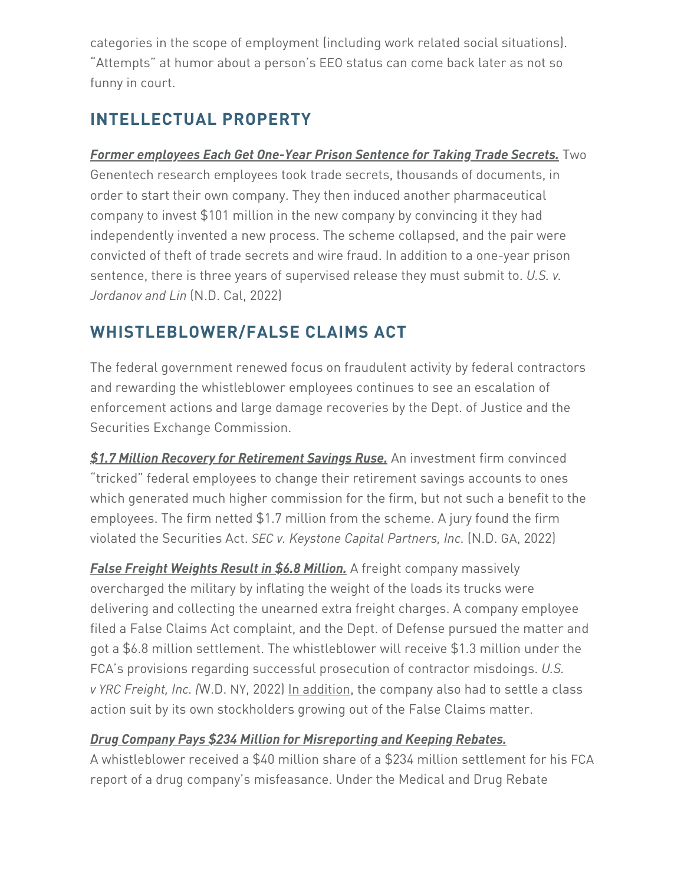categories in the scope of employment (including work related social situations). "Attempts" at humor about a person's EEO status can come back later as not so funny in court.

## INTELLECTUAL PROPERTY

***Former employees Each Get One-Year Prison Sentence for Taking Trade Secrets.*** Two Genentech research employees took trade secrets, thousands of documents, in order to start their own company. They then induced another pharmaceutical company to invest $101 million in the new company by convincing it they had independently invented a new process. The scheme collapsed, and the pair were convicted of theft of trade secrets and wire fraud. In addition to a one-year prison sentence, there is three years of supervised release they must submit to. *U.S. v. Jordanov and Lin* (N.D. Cal, 2022)

## WHISTLEBLOWER/FALSE CLAIMS ACT

The federal government renewed focus on fraudulent activity by federal contractors and rewarding the whistleblower employees continues to see an escalation of enforcement actions and large damage recoveries by the Dept. of Justice and the Securities Exchange Commission.

***$1.7 Million Recovery for Retirement Savings Ruse.*** An investment firm convinced "tricked" federal employees to change their retirement savings accounts to ones which generated much higher commission for the firm, but not such a benefit to the employees. The firm netted $1.7 million from the scheme. A jury found the firm violated the Securities Act. *SEC v. Keystone Capital Partners, Inc.* (N.D. GA, 2022)

***False Freight Weights Result in $6.8 Million.*** A freight company massively overcharged the military by inflating the weight of the loads its trucks were delivering and collecting the unearned extra freight charges. A company employee filed a False Claims Act complaint, and the Dept. of Defense pursued the matter and got a $6.8 million settlement. The whistleblower will receive $1.3 million under the FCA's provisions regarding successful prosecution of contractor misdoings. *U.S. v YRC Freight, Inc. (*W.D. NY, 2022) In addition, the company also had to settle a class action suit by its own stockholders growing out of the False Claims matter.

***Drug Company Pays $234 Million for Misreporting and Keeping Rebates.***
A whistleblower received a $40 million share of a $234 million settlement for his FCA report of a drug company's misfeasance. Under the Medical and Drug Rebate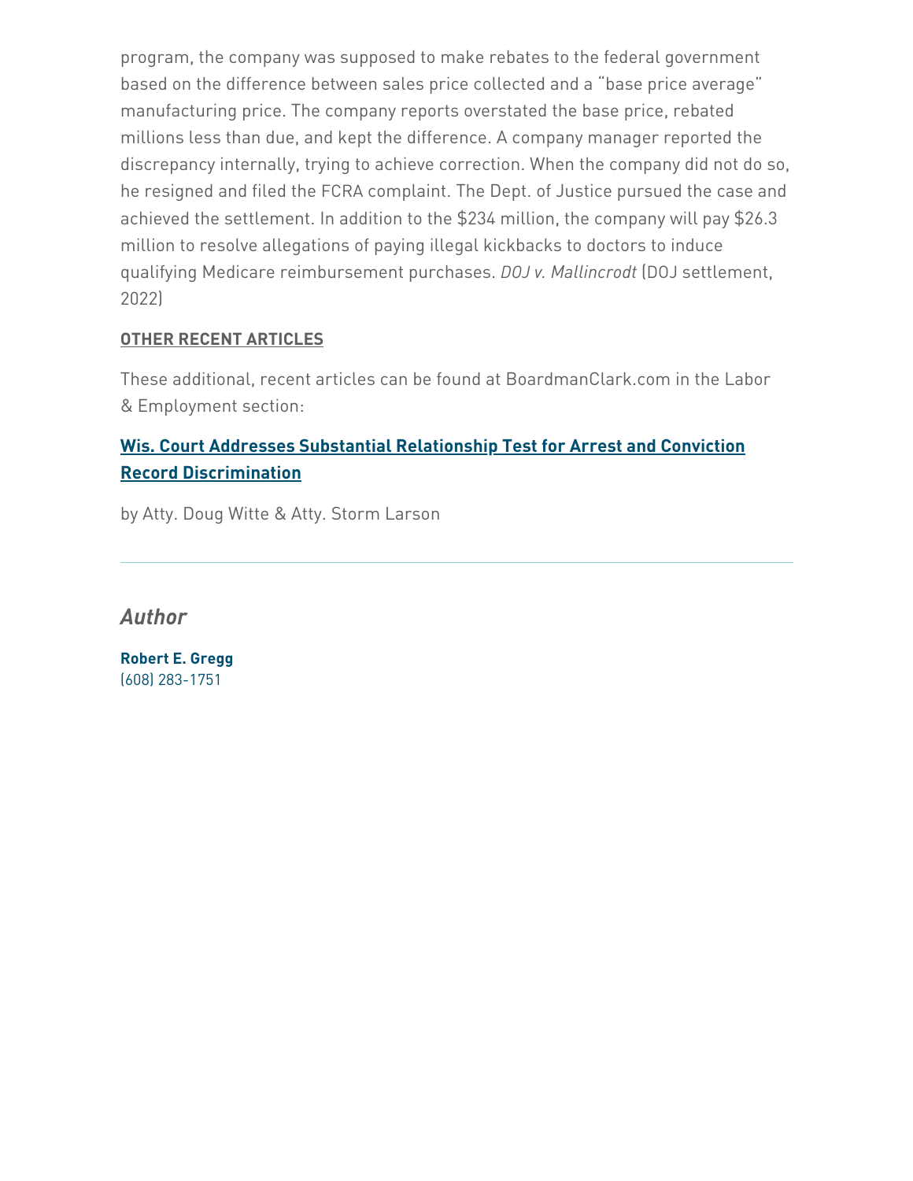program, the company was supposed to make rebates to the federal government based on the difference between sales price collected and a "base price average" manufacturing price. The company reports overstated the base price, rebated millions less than due, and kept the difference. A company manager reported the discrepancy internally, trying to achieve correction. When the company did not do so, he resigned and filed the FCRA complaint. The Dept. of Justice pursued the case and achieved the settlement. In addition to the $234 million, the company will pay $26.3 million to resolve allegations of paying illegal kickbacks to doctors to induce qualifying Medicare reimbursement purchases. *DOJ v. Mallincrodt* (DOJ settlement, 2022)

**OTHER RECENT ARTICLES**

These additional, recent articles can be found at BoardmanClark.com in the Labor & Employment section:

**Wis. Court Addresses Substantial Relationship Test for Arrest and Conviction Record Discrimination**

by Atty. Doug Witte & Atty. Storm Larson

---

## *Author*

**Robert E. Gregg**
(608) 283-1751